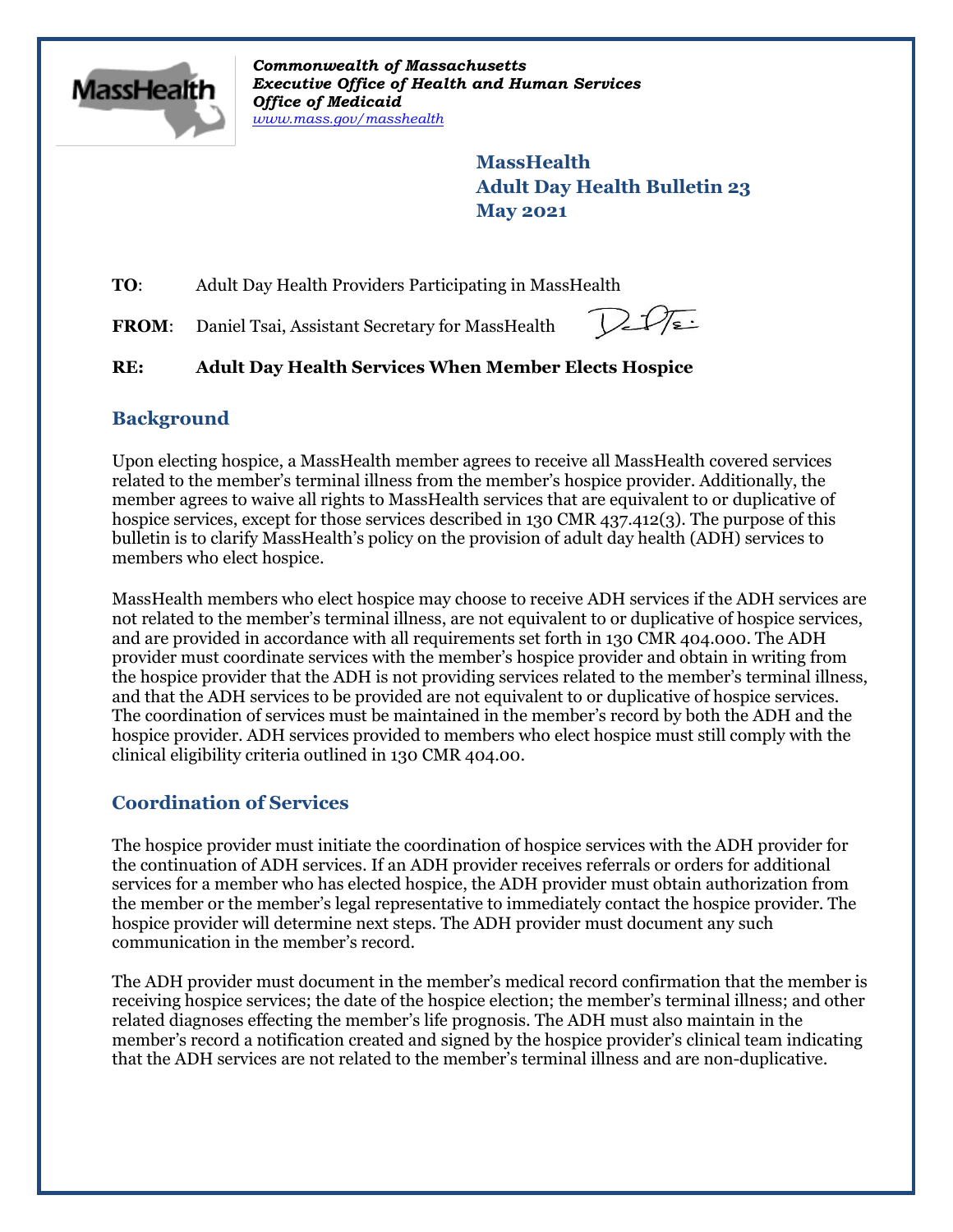*Commonwealth of Massachusetts*
*Executive Office of Health and Human Services*
*Office of Medicaid*
*www.mass.gov/masshealth*

**MassHealth**
**Adult Day Health Bulletin 23**
**May 2021**

**TO**: Adult Day Health Providers Participating in MassHealth

**FROM**: Daniel Tsai, Assistant Secretary for MassHealth

**RE: Adult Day Health Services When Member Elects Hospice**

## Background

Upon electing hospice, a MassHealth member agrees to receive all MassHealth covered services related to the member's terminal illness from the member's hospice provider. Additionally, the member agrees to waive all rights to MassHealth services that are equivalent to or duplicative of hospice services, except for those services described in 130 CMR 437.412(3). The purpose of this bulletin is to clarify MassHealth's policy on the provision of adult day health (ADH) services to members who elect hospice.

MassHealth members who elect hospice may choose to receive ADH services if the ADH services are not related to the member's terminal illness, are not equivalent to or duplicative of hospice services, and are provided in accordance with all requirements set forth in 130 CMR 404.000. The ADH provider must coordinate services with the member's hospice provider and obtain in writing from the hospice provider that the ADH is not providing services related to the member's terminal illness, and that the ADH services to be provided are not equivalent to or duplicative of hospice services. The coordination of services must be maintained in the member's record by both the ADH and the hospice provider. ADH services provided to members who elect hospice must still comply with the clinical eligibility criteria outlined in 130 CMR 404.00.

## Coordination of Services

The hospice provider must initiate the coordination of hospice services with the ADH provider for the continuation of ADH services. If an ADH provider receives referrals or orders for additional services for a member who has elected hospice, the ADH provider must obtain authorization from the member or the member's legal representative to immediately contact the hospice provider. The hospice provider will determine next steps. The ADH provider must document any such communication in the member's record.

The ADH provider must document in the member's medical record confirmation that the member is receiving hospice services; the date of the hospice election; the member's terminal illness; and other related diagnoses effecting the member's life prognosis. The ADH must also maintain in the member's record a notification created and signed by the hospice provider's clinical team indicating that the ADH services are not related to the member's terminal illness and are non-duplicative.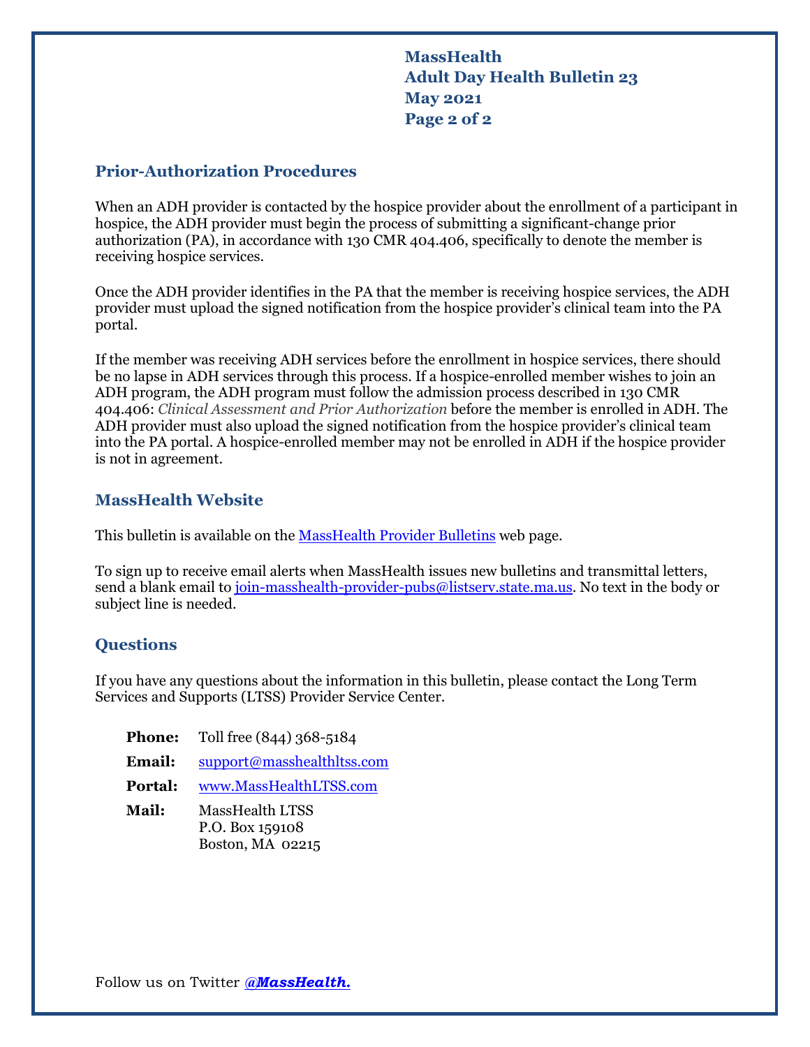## Prior-Authorization Procedures

When an ADH provider is contacted by the hospice provider about the enrollment of a participant in hospice, the ADH provider must begin the process of submitting a significant-change prior authorization (PA), in accordance with 130 CMR 404.406, specifically to denote the member is receiving hospice services.

Once the ADH provider identifies in the PA that the member is receiving hospice services, the ADH provider must upload the signed notification from the hospice provider's clinical team into the PA portal.

If the member was receiving ADH services before the enrollment in hospice services, there should be no lapse in ADH services through this process. If a hospice-enrolled member wishes to join an ADH program, the ADH program must follow the admission process described in 130 CMR 404.406: *Clinical Assessment and Prior Authorization* before the member is enrolled in ADH. The ADH provider must also upload the signed notification from the hospice provider's clinical team into the PA portal. A hospice-enrolled member may not be enrolled in ADH if the hospice provider is not in agreement.

## MassHealth Website

This bulletin is available on the MassHealth Provider Bulletins web page.

To sign up to receive email alerts when MassHealth issues new bulletins and transmittal letters, send a blank email to join-masshealth-provider-pubs@listserv.state.ma.us. No text in the body or subject line is needed.

## Questions

If you have any questions about the information in this bulletin, please contact the Long Term Services and Supports (LTSS) Provider Service Center.

| | |
|---|---|
| **Phone:** | Toll free (844) 368-5184 |
| **Email:** | support@masshealthltss.com |
| **Portal:** | www.MassHealthLTSS.com |
| **Mail:** | MassHealth LTSS<br>P.O. Box 159108<br>Boston, MA 02215 |

Follow us on Twitter ***@MassHealth.***